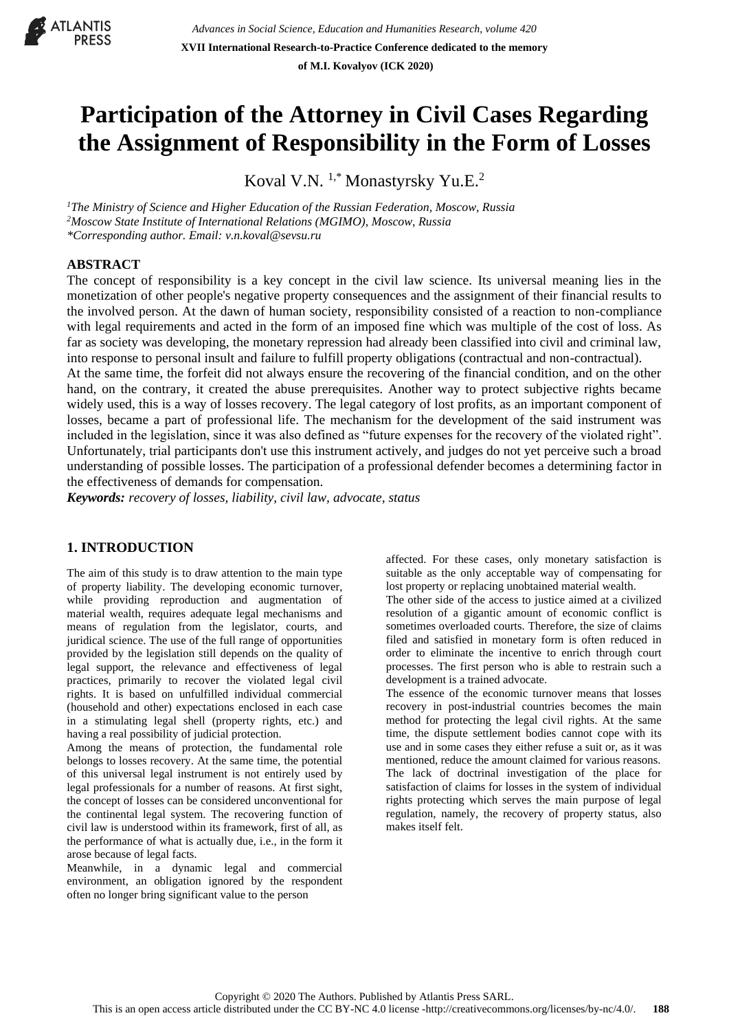# Participation of the Attorney in Civil Cases Regarding the Assignment of Responsibility in the Form of Losses

Koval V.N. [1,*] Monastyrsky Yu.E.[2]

[1]*The Ministry of Science and Higher Education of the Russian Federation, Moscow, Russia*
[2]*Moscow State Institute of International Relations (MGIMO), Moscow, Russia*
*\*Corresponding author. Email: v.n.koval@sevsu.ru*

## ABSTRACT

The concept of responsibility is a key concept in the civil law science. Its universal meaning lies in the monetization of other people's negative property consequences and the assignment of their financial results to the involved person. At the dawn of human society, responsibility consisted of a reaction to non-compliance with legal requirements and acted in the form of an imposed fine which was multiple of the cost of loss. As far as society was developing, the monetary repression had already been classified into civil and criminal law, into response to personal insult and failure to fulfill property obligations (contractual and non-contractual).

At the same time, the forfeit did not always ensure the recovering of the financial condition, and on the other hand, on the contrary, it created the abuse prerequisites. Another way to protect subjective rights became widely used, this is a way of losses recovery. The legal category of lost profits, as an important component of losses, became a part of professional life. The mechanism for the development of the said instrument was included in the legislation, since it was also defined as "future expenses for the recovery of the violated right". Unfortunately, trial participants don't use this instrument actively, and judges do not yet perceive such a broad understanding of possible losses. The participation of a professional defender becomes a determining factor in the effectiveness of demands for compensation.

***Keywords:*** *recovery of losses, liability, civil law, advocate, status*

## 1. INTRODUCTION

The aim of this study is to draw attention to the main type of property liability. The developing economic turnover, while providing reproduction and augmentation of material wealth, requires adequate legal mechanisms and means of regulation from the legislator, courts, and juridical science. The use of the full range of opportunities provided by the legislation still depends on the quality of legal support, the relevance and effectiveness of legal practices, primarily to recover the violated legal civil rights. It is based on unfulfilled individual commercial (household and other) expectations enclosed in each case in a stimulating legal shell (property rights, etc.) and having a real possibility of judicial protection.

Among the means of protection, the fundamental role belongs to losses recovery. At the same time, the potential of this universal legal instrument is not entirely used by legal professionals for a number of reasons. At first sight, the concept of losses can be considered unconventional for the continental legal system. The recovering function of civil law is understood within its framework, first of all, as the performance of what is actually due, i.e., in the form it arose because of legal facts.

Meanwhile, in a dynamic legal and commercial environment, an obligation ignored by the respondent often no longer bring significant value to the person affected. For these cases, only monetary satisfaction is suitable as the only acceptable way of compensating for lost property or replacing unobtained material wealth.

The other side of the access to justice aimed at a civilized resolution of a gigantic amount of economic conflict is sometimes overloaded courts. Therefore, the size of claims filed and satisfied in monetary form is often reduced in order to eliminate the incentive to enrich through court processes. The first person who is able to restrain such a development is a trained advocate.

The essence of the economic turnover means that losses recovery in post-industrial countries becomes the main method for protecting the legal civil rights. At the same time, the dispute settlement bodies cannot cope with its use and in some cases they either refuse a suit or, as it was mentioned, reduce the amount claimed for various reasons. The lack of doctrinal investigation of the place for satisfaction of claims for losses in the system of individual rights protecting which serves the main purpose of legal regulation, namely, the recovery of property status, also makes itself felt.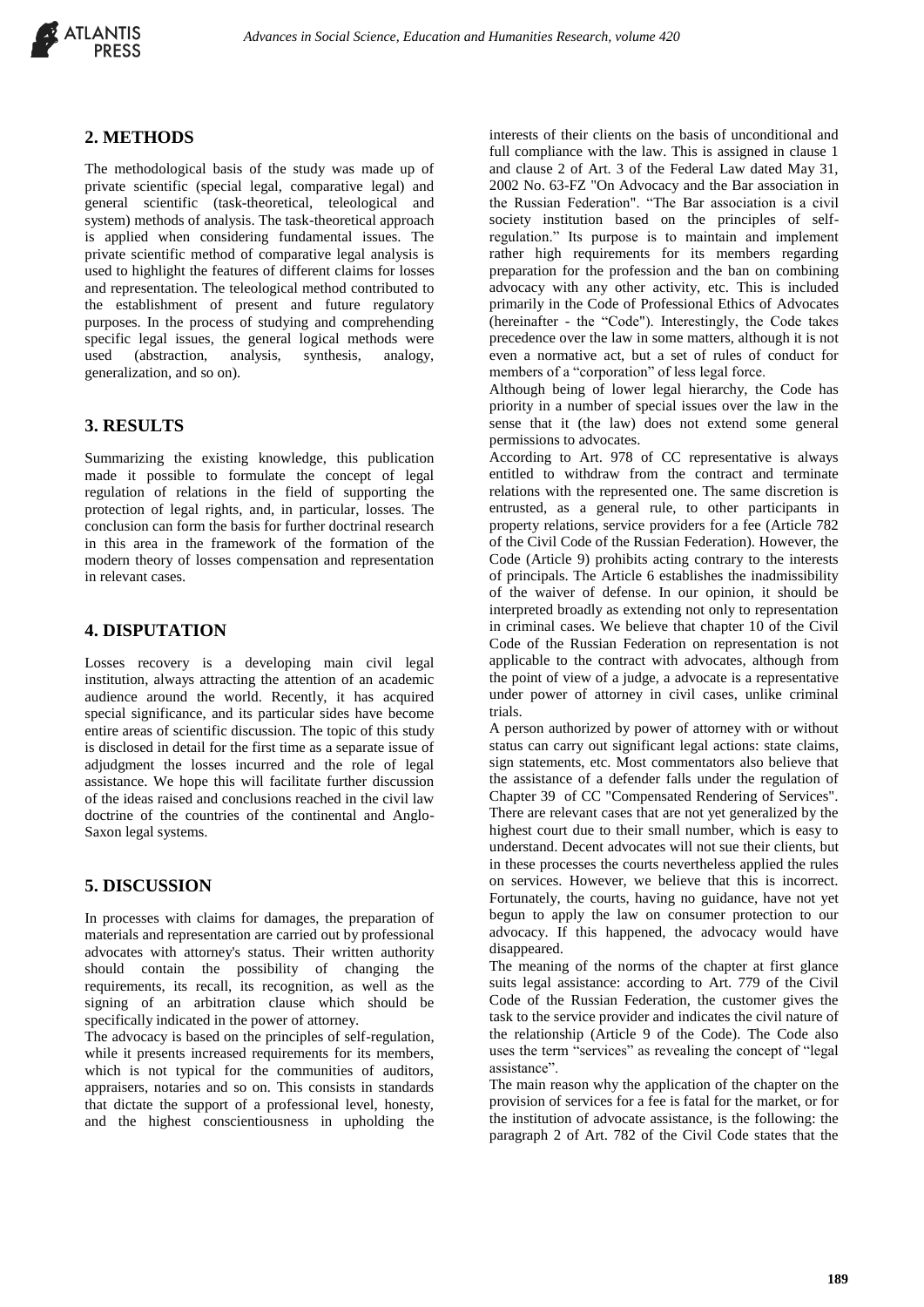## 2. METHODS

The methodological basis of the study was made up of private scientific (special legal, comparative legal) and general scientific (task-theoretical, teleological and system) methods of analysis. The task-theoretical approach is applied when considering fundamental issues. The private scientific method of comparative legal analysis is used to highlight the features of different claims for losses and representation. The teleological method contributed to the establishment of present and future regulatory purposes. In the process of studying and comprehending specific legal issues, the general logical methods were used (abstraction, analysis, synthesis, analogy, generalization, and so on).

## 3. RESULTS

Summarizing the existing knowledge, this publication made it possible to formulate the concept of legal regulation of relations in the field of supporting the protection of legal rights, and, in particular, losses. The conclusion can form the basis for further doctrinal research in this area in the framework of the formation of the modern theory of losses compensation and representation in relevant cases.

## 4. DISPUTATION

Losses recovery is a developing main civil legal institution, always attracting the attention of an academic audience around the world. Recently, it has acquired special significance, and its particular sides have become entire areas of scientific discussion. The topic of this study is disclosed in detail for the first time as a separate issue of adjudgment the losses incurred and the role of legal assistance. We hope this will facilitate further discussion of the ideas raised and conclusions reached in the civil law doctrine of the countries of the continental and Anglo-Saxon legal systems.

## 5. DISCUSSION

In processes with claims for damages, the preparation of materials and representation are carried out by professional advocates with attorney's status. Their written authority should contain the possibility of changing the requirements, its recall, its recognition, as well as the signing of an arbitration clause which should be specifically indicated in the power of attorney.

The advocacy is based on the principles of self-regulation, while it presents increased requirements for its members, which is not typical for the communities of auditors, appraisers, notaries and so on. This consists in standards that dictate the support of a professional level, honesty, and the highest conscientiousness in upholding the interests of their clients on the basis of unconditional and full compliance with the law. This is assigned in clause 1 and clause 2 of Art. 3 of the Federal Law dated May 31, 2002 No. 63-FZ "On Advocacy and the Bar association in the Russian Federation". "The Bar association is a civil society institution based on the principles of self-regulation." Its purpose is to maintain and implement rather high requirements for its members regarding preparation for the profession and the ban on combining advocacy with any other activity, etc. This is included primarily in the Code of Professional Ethics of Advocates (hereinafter - the "Code"). Interestingly, the Code takes precedence over the law in some matters, although it is not even a normative act, but a set of rules of conduct for members of a "corporation" of less legal force.

Although being of lower legal hierarchy, the Code has priority in a number of special issues over the law in the sense that it (the law) does not extend some general permissions to advocates.

According to Art. 978 of CC representative is always entitled to withdraw from the contract and terminate relations with the represented one. The same discretion is entrusted, as a general rule, to other participants in property relations, service providers for a fee (Article 782 of the Civil Code of the Russian Federation). However, the Code (Article 9) prohibits acting contrary to the interests of principals. The Article 6 establishes the inadmissibility of the waiver of defense. In our opinion, it should be interpreted broadly as extending not only to representation in criminal cases. We believe that chapter 10 of the Civil Code of the Russian Federation on representation is not applicable to the contract with advocates, although from the point of view of a judge, a advocate is a representative under power of attorney in civil cases, unlike criminal trials.

A person authorized by power of attorney with or without status can carry out significant legal actions: state claims, sign statements, etc. Most commentators also believe that the assistance of a defender falls under the regulation of Chapter 39 of CC "Compensated Rendering of Services". There are relevant cases that are not yet generalized by the highest court due to their small number, which is easy to understand. Decent advocates will not sue their clients, but in these processes the courts nevertheless applied the rules on services. However, we believe that this is incorrect. Fortunately, the courts, having no guidance, have not yet begun to apply the law on consumer protection to our advocacy. If this happened, the advocacy would have disappeared.

The meaning of the norms of the chapter at first glance suits legal assistance: according to Art. 779 of the Civil Code of the Russian Federation, the customer gives the task to the service provider and indicates the civil nature of the relationship (Article 9 of the Code). The Code also uses the term "services" as revealing the concept of "legal assistance".

The main reason why the application of the chapter on the provision of services for a fee is fatal for the market, or for the institution of advocate assistance, is the following: the paragraph 2 of Art. 782 of the Civil Code states that the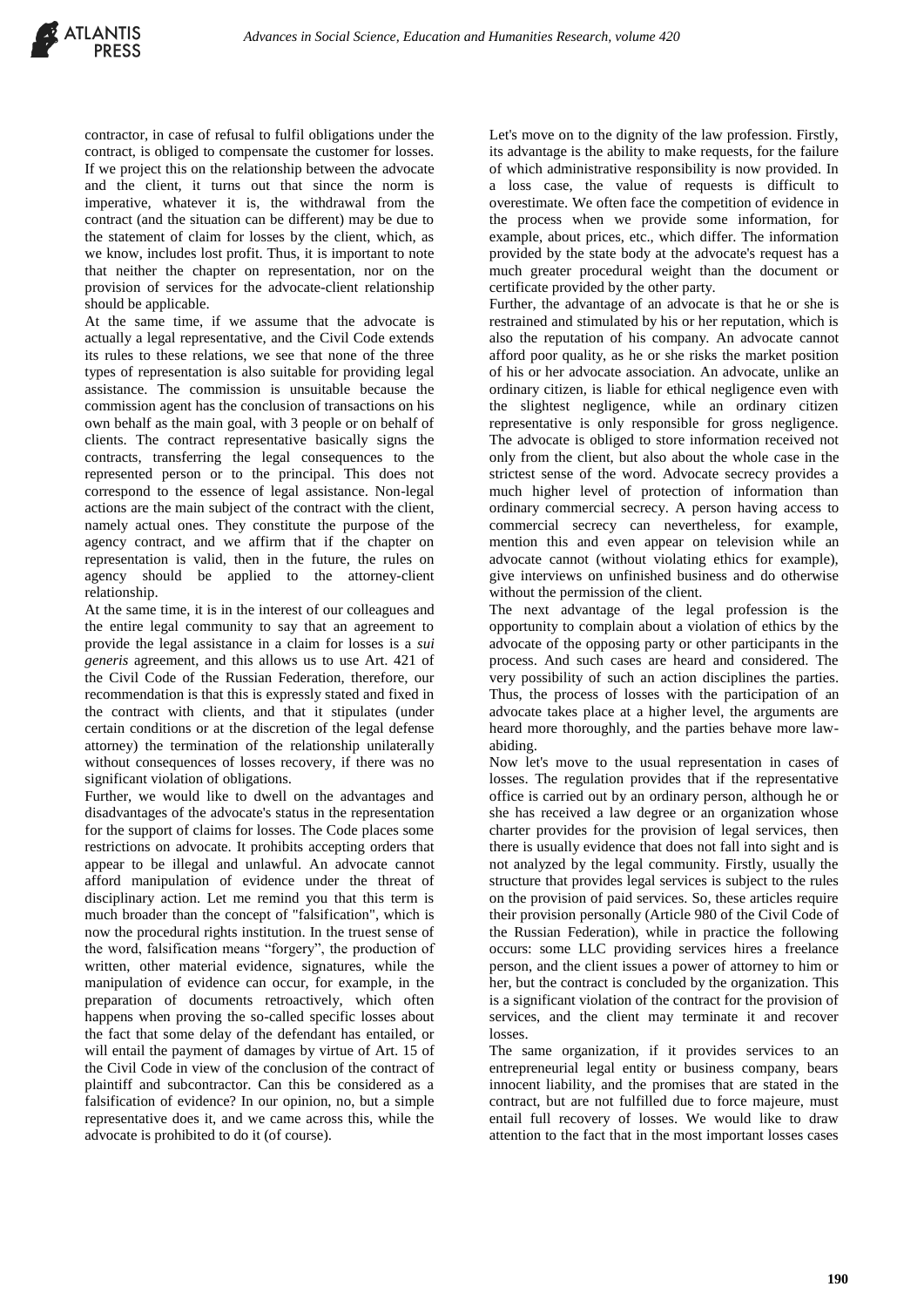contractor, in case of refusal to fulfil obligations under the contract, is obliged to compensate the customer for losses. If we project this on the relationship between the advocate and the client, it turns out that since the norm is imperative, whatever it is, the withdrawal from the contract (and the situation can be different) may be due to the statement of claim for losses by the client, which, as we know, includes lost profit. Thus, it is important to note that neither the chapter on representation, nor on the provision of services for the advocate-client relationship should be applicable.

At the same time, if we assume that the advocate is actually a legal representative, and the Civil Code extends its rules to these relations, we see that none of the three types of representation is also suitable for providing legal assistance. The commission is unsuitable because the commission agent has the conclusion of transactions on his own behalf as the main goal, with 3 people or on behalf of clients. The contract representative basically signs the contracts, transferring the legal consequences to the represented person or to the principal. This does not correspond to the essence of legal assistance. Non-legal actions are the main subject of the contract with the client, namely actual ones. They constitute the purpose of the agency contract, and we affirm that if the chapter on representation is valid, then in the future, the rules on agency should be applied to the attorney-client relationship.

At the same time, it is in the interest of our colleagues and the entire legal community to say that an agreement to provide the legal assistance in a claim for losses is a *sui generis* agreement, and this allows us to use Art. 421 of the Civil Code of the Russian Federation, therefore, our recommendation is that this is expressly stated and fixed in the contract with clients, and that it stipulates (under certain conditions or at the discretion of the legal defense attorney) the termination of the relationship unilaterally without consequences of losses recovery, if there was no significant violation of obligations.

Further, we would like to dwell on the advantages and disadvantages of the advocate's status in the representation for the support of claims for losses. The Code places some restrictions on advocate. It prohibits accepting orders that appear to be illegal and unlawful. An advocate cannot afford manipulation of evidence under the threat of disciplinary action. Let me remind you that this term is much broader than the concept of "falsification", which is now the procedural rights institution. In the truest sense of the word, falsification means "forgery", the production of written, other material evidence, signatures, while the manipulation of evidence can occur, for example, in the preparation of documents retroactively, which often happens when proving the so-called specific losses about the fact that some delay of the defendant has entailed, or will entail the payment of damages by virtue of Art. 15 of the Civil Code in view of the conclusion of the contract of plaintiff and subcontractor. Can this be considered as a falsification of evidence? In our opinion, no, but a simple representative does it, and we came across this, while the advocate is prohibited to do it (of course).

Let's move on to the dignity of the law profession. Firstly, its advantage is the ability to make requests, for the failure of which administrative responsibility is now provided. In a loss case, the value of requests is difficult to overestimate. We often face the competition of evidence in the process when we provide some information, for example, about prices, etc., which differ. The information provided by the state body at the advocate's request has a much greater procedural weight than the document or certificate provided by the other party.

Further, the advantage of an advocate is that he or she is restrained and stimulated by his or her reputation, which is also the reputation of his company. An advocate cannot afford poor quality, as he or she risks the market position of his or her advocate association. An advocate, unlike an ordinary citizen, is liable for ethical negligence even with the slightest negligence, while an ordinary citizen representative is only responsible for gross negligence. The advocate is obliged to store information received not only from the client, but also about the whole case in the strictest sense of the word. Advocate secrecy provides a much higher level of protection of information than ordinary commercial secrecy. A person having access to commercial secrecy can nevertheless, for example, mention this and even appear on television while an advocate cannot (without violating ethics for example), give interviews on unfinished business and do otherwise without the permission of the client.

The next advantage of the legal profession is the opportunity to complain about a violation of ethics by the advocate of the opposing party or other participants in the process. And such cases are heard and considered. The very possibility of such an action disciplines the parties. Thus, the process of losses with the participation of an advocate takes place at a higher level, the arguments are heard more thoroughly, and the parties behave more law-abiding.

Now let's move to the usual representation in cases of losses. The regulation provides that if the representative office is carried out by an ordinary person, although he or she has received a law degree or an organization whose charter provides for the provision of legal services, then there is usually evidence that does not fall into sight and is not analyzed by the legal community. Firstly, usually the structure that provides legal services is subject to the rules on the provision of paid services. So, these articles require their provision personally (Article 980 of the Civil Code of the Russian Federation), while in practice the following occurs: some LLC providing services hires a freelance person, and the client issues a power of attorney to him or her, but the contract is concluded by the organization. This is a significant violation of the contract for the provision of services, and the client may terminate it and recover losses.

The same organization, if it provides services to an entrepreneurial legal entity or business company, bears innocent liability, and the promises that are stated in the contract, but are not fulfilled due to force majeure, must entail full recovery of losses. We would like to draw attention to the fact that in the most important losses cases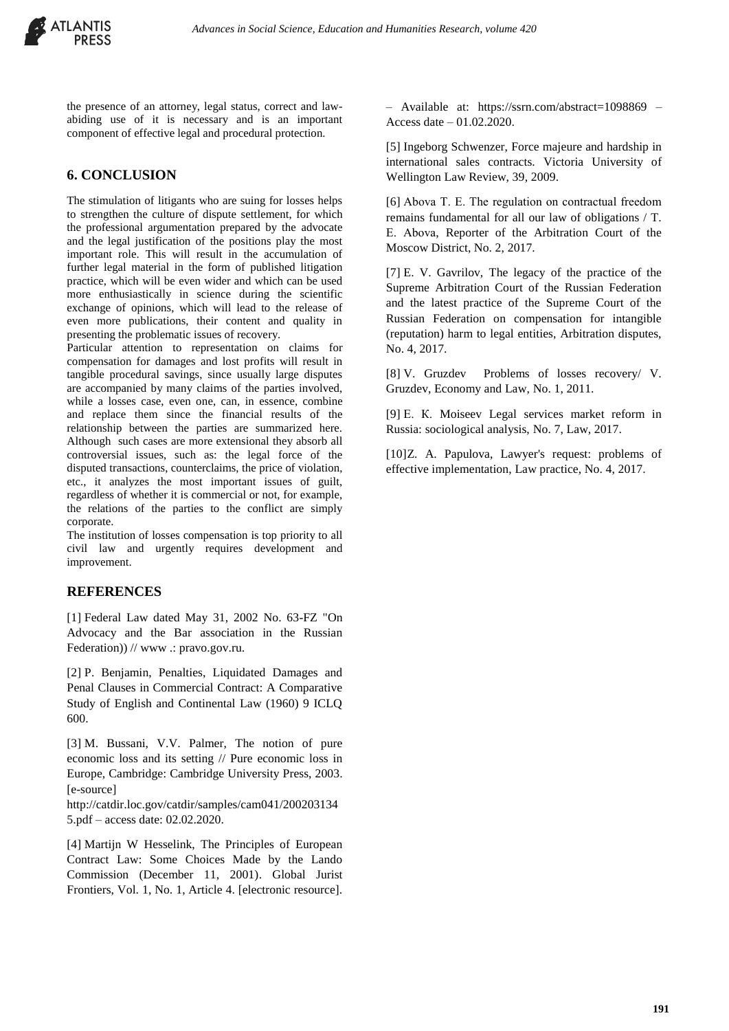the presence of an attorney, legal status, correct and law-abiding use of it is necessary and is an important component of effective legal and procedural protection.

## 6. CONCLUSION

The stimulation of litigants who are suing for losses helps to strengthen the culture of dispute settlement, for which the professional argumentation prepared by the advocate and the legal justification of the positions play the most important role. This will result in the accumulation of further legal material in the form of published litigation practice, which will be even wider and which can be used more enthusiastically in science during the scientific exchange of opinions, which will lead to the release of even more publications, their content and quality in presenting the problematic issues of recovery.

Particular attention to representation on claims for compensation for damages and lost profits will result in tangible procedural savings, since usually large disputes are accompanied by many claims of the parties involved, while a losses case, even one, can, in essence, combine and replace them since the financial results of the relationship between the parties are summarized here. Although such cases are more extensional they absorb all controversial issues, such as: the legal force of the disputed transactions, counterclaims, the price of violation, etc., it analyzes the most important issues of guilt, regardless of whether it is commercial or not, for example, the relations of the parties to the conflict are simply corporate.

The institution of losses compensation is top priority to all civil law and urgently requires development and improvement.

## REFERENCES

[1] Federal Law dated May 31, 2002 No. 63-FZ "On Advocacy and the Bar association in the Russian Federation)) // www .: pravo.gov.ru.

[2] P. Benjamin, Penalties, Liquidated Damages and Penal Clauses in Commercial Contract: A Comparative Study of English and Continental Law (1960) 9 ICLQ 600.

[3] M. Bussani, V.V. Palmer, The notion of pure economic loss and its setting // Pure economic loss in Europe, Cambridge: Cambridge University Press, 2003. [e-source] http://catdir.loc.gov/catdir/samples/cam041/2002031345.pdf – access date: 02.02.2020.

[4] Martijn W Hesselink, The Principles of European Contract Law: Some Choices Made by the Lando Commission (December 11, 2001). Global Jurist Frontiers, Vol. 1, No. 1, Article 4. [electronic resource]. – Available at: https://ssrn.com/abstract=1098869 – Access date – 01.02.2020.

[5] Ingeborg Schwenzer, Force majeure and hardship in international sales contracts. Victoria University of Wellington Law Review, 39, 2009.

[6] Abova T. E. The regulation on contractual freedom remains fundamental for all our law of obligations / T. E. Abova, Reporter of the Arbitration Court of the Moscow District, No. 2, 2017.

[7] E. V. Gavrilov, The legacy of the practice of the Supreme Arbitration Court of the Russian Federation and the latest practice of the Supreme Court of the Russian Federation on compensation for intangible (reputation) harm to legal entities, Arbitration disputes, No. 4, 2017.

[8] V. Gruzdev Problems of losses recovery/ V. Gruzdev, Economy and Law, No. 1, 2011.

[9] E. K. Moiseev Legal services market reform in Russia: sociological analysis, No. 7, Law, 2017.

[10] Z. A. Papulova, Lawyer's request: problems of effective implementation, Law practice, No. 4, 2017.